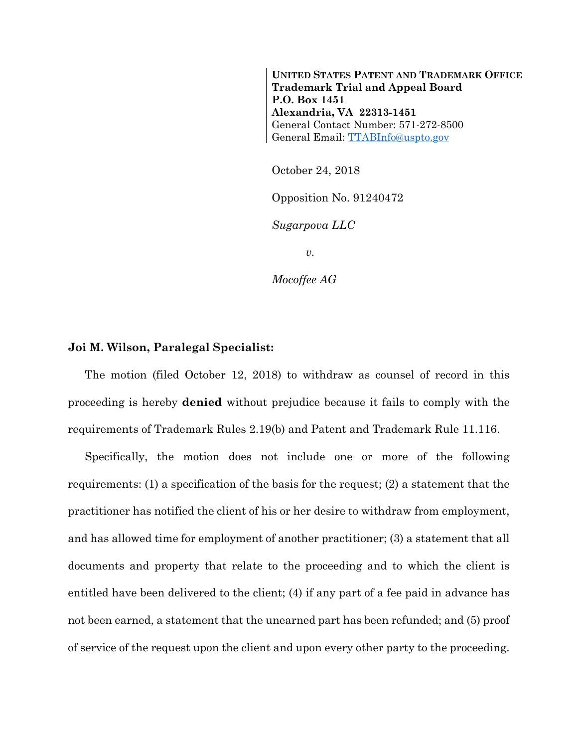**UNITED STATES PATENT AND TRADEMARK OFFICE**
**Trademark Trial and Appeal Board**
**P.O. Box 1451**
**Alexandria, VA 22313-1451**
General Contact Number: 571-272-8500
General Email: TTABInfo@uspto.gov

October 24, 2018

Opposition No. 91240472

*Sugarpova LLC*

*v.*

*Mocoffee AG*

**Joi M. Wilson, Paralegal Specialist:**

The motion (filed October 12, 2018) to withdraw as counsel of record in this proceeding is hereby **denied** without prejudice because it fails to comply with the requirements of Trademark Rules 2.19(b) and Patent and Trademark Rule 11.116.

Specifically, the motion does not include one or more of the following requirements: (1) a specification of the basis for the request; (2) a statement that the practitioner has notified the client of his or her desire to withdraw from employment, and has allowed time for employment of another practitioner; (3) a statement that all documents and property that relate to the proceeding and to which the client is entitled have been delivered to the client; (4) if any part of a fee paid in advance has not been earned, a statement that the unearned part has been refunded; and (5) proof of service of the request upon the client and upon every other party to the proceeding.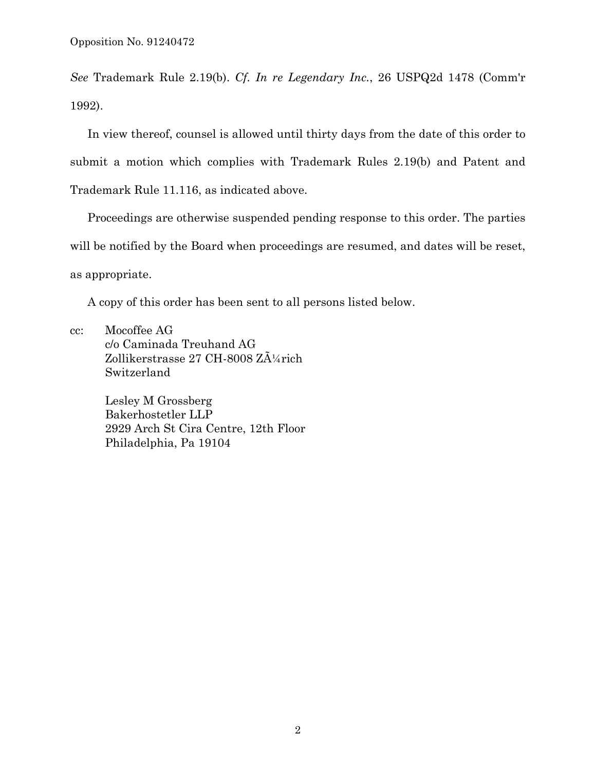*See* Trademark Rule 2.19(b). *Cf. In re Legendary Inc.*, 26 USPQ2d 1478 (Comm'r 1992).

In view thereof, counsel is allowed until thirty days from the date of this order to submit a motion which complies with Trademark Rules 2.19(b) and Patent and Trademark Rule 11.116, as indicated above.

Proceedings are otherwise suspended pending response to this order. The parties will be notified by the Board when proceedings are resumed, and dates will be reset, as appropriate.

A copy of this order has been sent to all persons listed below.

cc: Mocoffee AG
c/o Caminada Treuhand AG
Zollikerstrasse 27 CH-8008 ZÃ¼rich
Switzerland

Lesley M Grossberg
Bakerhostetler LLP
2929 Arch St Cira Centre, 12th Floor
Philadelphia, Pa 19104